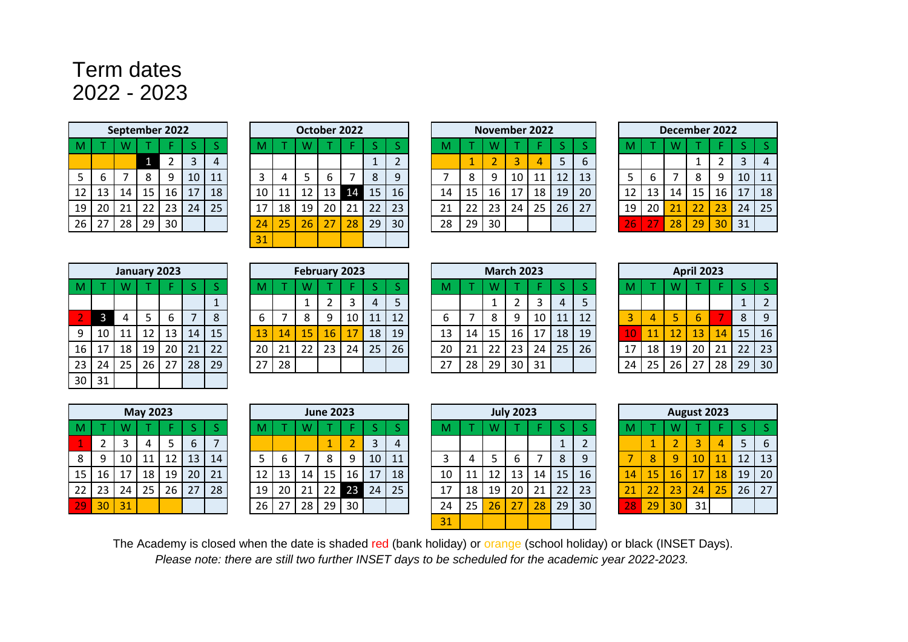# Term dates
# 2022 - 2023

**September 2022**

| M | T | W | T | F | S | S |
|---|---|---|---|---|---|---|
| | | | 1 | 2 | 3 | 4 |
| 5 | 6 | 7 | 8 | 9 | 10 | 11 |
| 12 | 13 | 14 | 15 | 16 | 17 | 18 |
| 19 | 20 | 21 | 22 | 23 | 24 | 25 |
| 26 | 27 | 28 | 29 | 30 | | |

**October 2022**

| M | T | W | T | F | S | S |
|---|---|---|---|---|---|---|
| | | | | | 1 | 2 |
| 3 | 4 | 5 | 6 | 7 | 8 | 9 |
| 10 | 11 | 12 | 13 | 14 | 15 | 16 |
| 17 | 18 | 19 | 20 | 21 | 22 | 23 |
| 24 | 25 | 26 | 27 | 28 | 29 | 30 |
| 31 | | | | | | |

**November 2022**

| M | T | W | T | F | S | S |
|---|---|---|---|---|---|---|
| | 1 | 2 | 3 | 4 | 5 | 6 |
| 7 | 8 | 9 | 10 | 11 | 12 | 13 |
| 14 | 15 | 16 | 17 | 18 | 19 | 20 |
| 21 | 22 | 23 | 24 | 25 | 26 | 27 |
| 28 | 29 | 30 | | | | |

**December 2022**

| M | T | W | T | F | S | S |
|---|---|---|---|---|---|---|
| | | | 1 | 2 | 3 | 4 |
| 5 | 6 | 7 | 8 | 9 | 10 | 11 |
| 12 | 13 | 14 | 15 | 16 | 17 | 18 |
| 19 | 20 | 21 | 22 | 23 | 24 | 25 |
| 26 | 27 | 28 | 29 | 30 | 31 | |

**January 2023**

| M | T | W | T | F | S | S |
|---|---|---|---|---|---|---|
| | | | | | | 1 |
| 2 | 3 | 4 | 5 | 6 | 7 | 8 |
| 9 | 10 | 11 | 12 | 13 | 14 | 15 |
| 16 | 17 | 18 | 19 | 20 | 21 | 22 |
| 23 | 24 | 25 | 26 | 27 | 28 | 29 |
| 30 | 31 | | | | | |

**February 2023**

| M | T | W | T | F | S | S |
|---|---|---|---|---|---|---|
| | | 1 | 2 | 3 | 4 | 5 |
| 6 | 7 | 8 | 9 | 10 | 11 | 12 |
| 13 | 14 | 15 | 16 | 17 | 18 | 19 |
| 20 | 21 | 22 | 23 | 24 | 25 | 26 |
| 27 | 28 | | | | | |

**March 2023**

| M | T | W | T | F | S | S |
|---|---|---|---|---|---|---|
| | | 1 | 2 | 3 | 4 | 5 |
| 6 | 7 | 8 | 9 | 10 | 11 | 12 |
| 13 | 14 | 15 | 16 | 17 | 18 | 19 |
| 20 | 21 | 22 | 23 | 24 | 25 | 26 |
| 27 | 28 | 29 | 30 | 31 | | |

**April 2023**

| M | T | W | T | F | S | S |
|---|---|---|---|---|---|---|
| | | | | | 1 | 2 |
| 3 | 4 | 5 | 6 | 7 | 8 | 9 |
| 10 | 11 | 12 | 13 | 14 | 15 | 16 |
| 17 | 18 | 19 | 20 | 21 | 22 | 23 |
| 24 | 25 | 26 | 27 | 28 | 29 | 30 |

**May 2023**

| M | T | W | T | F | S | S |
|---|---|---|---|---|---|---|
| 1 | 2 | 3 | 4 | 5 | 6 | 7 |
| 8 | 9 | 10 | 11 | 12 | 13 | 14 |
| 15 | 16 | 17 | 18 | 19 | 20 | 21 |
| 22 | 23 | 24 | 25 | 26 | 27 | 28 |
| 29 | 30 | 31 | | | | |

**June 2023**

| M | T | W | T | F | S | S |
|---|---|---|---|---|---|---|
| | | | 1 | 2 | 3 | 4 |
| 5 | 6 | 7 | 8 | 9 | 10 | 11 |
| 12 | 13 | 14 | 15 | 16 | 17 | 18 |
| 19 | 20 | 21 | 22 | 23 | 24 | 25 |
| 26 | 27 | 28 | 29 | 30 | | |

**July 2023**

| M | T | W | T | F | S | S |
|---|---|---|---|---|---|---|
| | | | | | 1 | 2 |
| 3 | 4 | 5 | 6 | 7 | 8 | 9 |
| 10 | 11 | 12 | 13 | 14 | 15 | 16 |
| 17 | 18 | 19 | 20 | 21 | 22 | 23 |
| 24 | 25 | 26 | 27 | 28 | 29 | 30 |
| 31 | | | | | | |

**August 2023**

| M | T | W | T | F | S | S |
|---|---|---|---|---|---|---|
| | 1 | 2 | 3 | 4 | 5 | 6 |
| 7 | 8 | 9 | 10 | 11 | 12 | 13 |
| 14 | 15 | 16 | 17 | 18 | 19 | 20 |
| 21 | 22 | 23 | 24 | 25 | 26 | 27 |
| 28 | 29 | 30 | 31 | | | |

The Academy is closed when the date is shaded red (bank holiday) or orange (school holiday) or black (INSET Days).

*Please note: there are still two further INSET days to be scheduled for the academic year 2022-2023.*